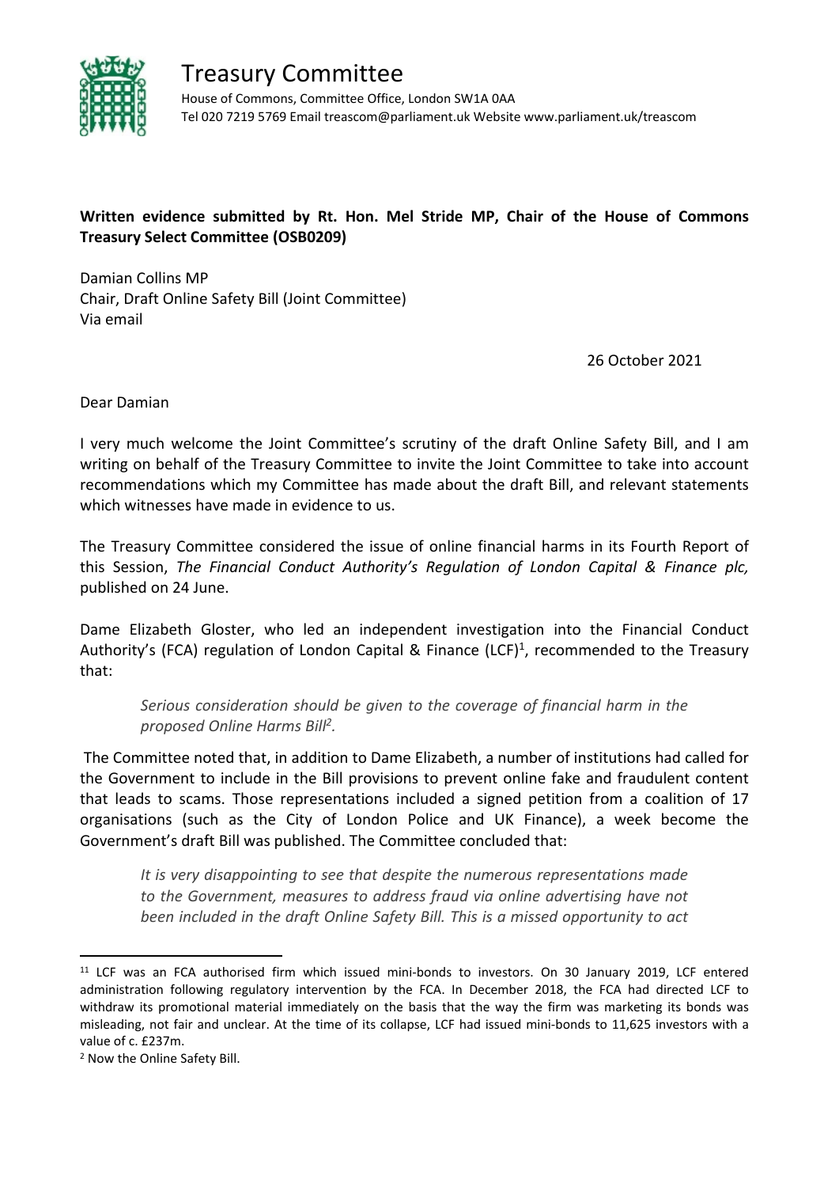# Treasury Committee

House of Commons, Committee Office, London SW1A 0AA
Tel 020 7219 5769 Email treascom@parliament.uk Website www.parliament.uk/treascom

**Written evidence submitted by Rt. Hon. Mel Stride MP, Chair of the House of Commons Treasury Select Committee (OSB0209)**

Damian Collins MP
Chair, Draft Online Safety Bill (Joint Committee)
Via email

26 October 2021

Dear Damian

I very much welcome the Joint Committee's scrutiny of the draft Online Safety Bill, and I am writing on behalf of the Treasury Committee to invite the Joint Committee to take into account recommendations which my Committee has made about the draft Bill, and relevant statements which witnesses have made in evidence to us.

The Treasury Committee considered the issue of online financial harms in its Fourth Report of this Session, *The Financial Conduct Authority's Regulation of London Capital & Finance plc,* published on 24 June.

Dame Elizabeth Gloster, who led an independent investigation into the Financial Conduct Authority's (FCA) regulation of London Capital & Finance (LCF)[1], recommended to the Treasury that:

> *Serious consideration should be given to the coverage of financial harm in the proposed Online Harms Bill[2].*

The Committee noted that, in addition to Dame Elizabeth, a number of institutions had called for the Government to include in the Bill provisions to prevent online fake and fraudulent content that leads to scams. Those representations included a signed petition from a coalition of 17 organisations (such as the City of London Police and UK Finance), a week become the Government's draft Bill was published. The Committee concluded that:

> *It is very disappointing to see that despite the numerous representations made to the Government, measures to address fraud via online advertising have not been included in the draft Online Safety Bill. This is a missed opportunity to act*

---

[11] LCF was an FCA authorised firm which issued mini-bonds to investors. On 30 January 2019, LCF entered administration following regulatory intervention by the FCA. In December 2018, the FCA had directed LCF to withdraw its promotional material immediately on the basis that the way the firm was marketing its bonds was misleading, not fair and unclear. At the time of its collapse, LCF had issued mini-bonds to 11,625 investors with a value of c. £237m.

[2] Now the Online Safety Bill.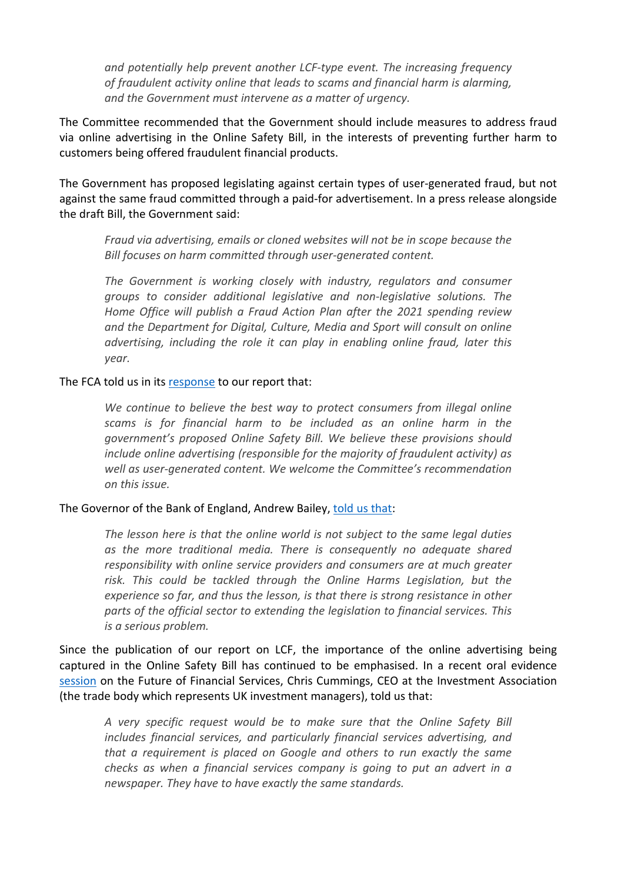*and potentially help prevent another LCF-type event. The increasing frequency of fraudulent activity online that leads to scams and financial harm is alarming, and the Government must intervene as a matter of urgency.*

The Committee recommended that the Government should include measures to address fraud via online advertising in the Online Safety Bill, in the interests of preventing further harm to customers being offered fraudulent financial products.

The Government has proposed legislating against certain types of user-generated fraud, but not against the same fraud committed through a paid-for advertisement. In a press release alongside the draft Bill, the Government said:

> *Fraud via advertising, emails or cloned websites will not be in scope because the Bill focuses on harm committed through user-generated content.*
>
> *The Government is working closely with industry, regulators and consumer groups to consider additional legislative and non-legislative solutions. The Home Office will publish a Fraud Action Plan after the 2021 spending review and the Department for Digital, Culture, Media and Sport will consult on online advertising, including the role it can play in enabling online fraud, later this year.*

The FCA told us in its response to our report that:

> *We continue to believe the best way to protect consumers from illegal online scams is for financial harm to be included as an online harm in the government's proposed Online Safety Bill. We believe these provisions should include online advertising (responsible for the majority of fraudulent activity) as well as user-generated content. We welcome the Committee's recommendation on this issue.*

The Governor of the Bank of England, Andrew Bailey, told us that:

> *The lesson here is that the online world is not subject to the same legal duties as the more traditional media. There is consequently no adequate shared responsibility with online service providers and consumers are at much greater risk. This could be tackled through the Online Harms Legislation, but the experience so far, and thus the lesson, is that there is strong resistance in other parts of the official sector to extending the legislation to financial services. This is a serious problem.*

Since the publication of our report on LCF, the importance of the online advertising being captured in the Online Safety Bill has continued to be emphasised. In a recent oral evidence session on the Future of Financial Services, Chris Cummings, CEO at the Investment Association (the trade body which represents UK investment managers), told us that:

> *A very specific request would be to make sure that the Online Safety Bill includes financial services, and particularly financial services advertising, and that a requirement is placed on Google and others to run exactly the same checks as when a financial services company is going to put an advert in a newspaper. They have to have exactly the same standards.*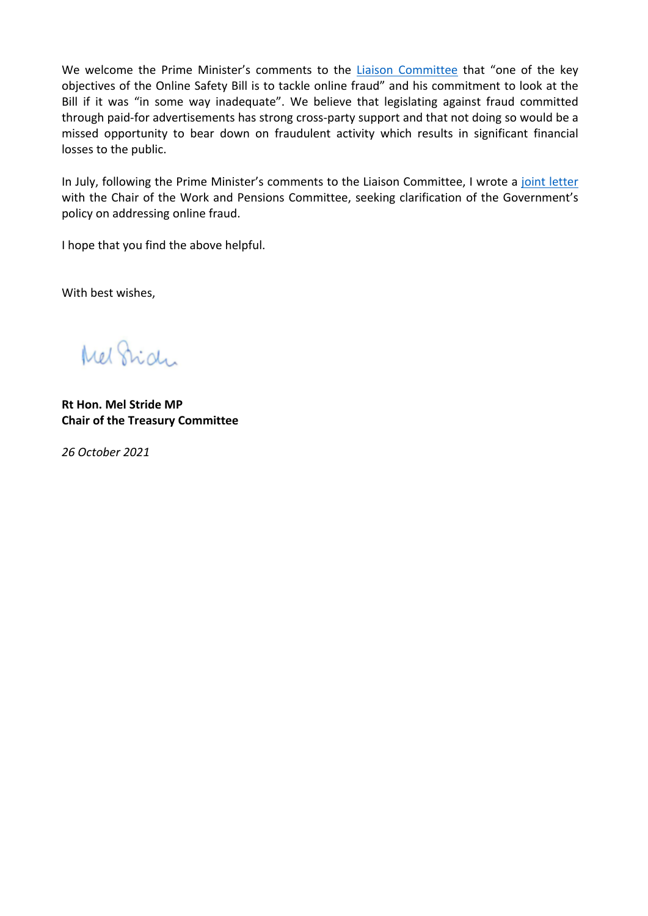We welcome the Prime Minister's comments to the Liaison Committee that "one of the key objectives of the Online Safety Bill is to tackle online fraud" and his commitment to look at the Bill if it was "in some way inadequate". We believe that legislating against fraud committed through paid-for advertisements has strong cross-party support and that not doing so would be a missed opportunity to bear down on fraudulent activity which results in significant financial losses to the public.

In July, following the Prime Minister's comments to the Liaison Committee, I wrote a joint letter with the Chair of the Work and Pensions Committee, seeking clarification of the Government's policy on addressing online fraud.

I hope that you find the above helpful.

With best wishes,

**Rt Hon. Mel Stride MP**
**Chair of the Treasury Committee**

*26 October 2021*